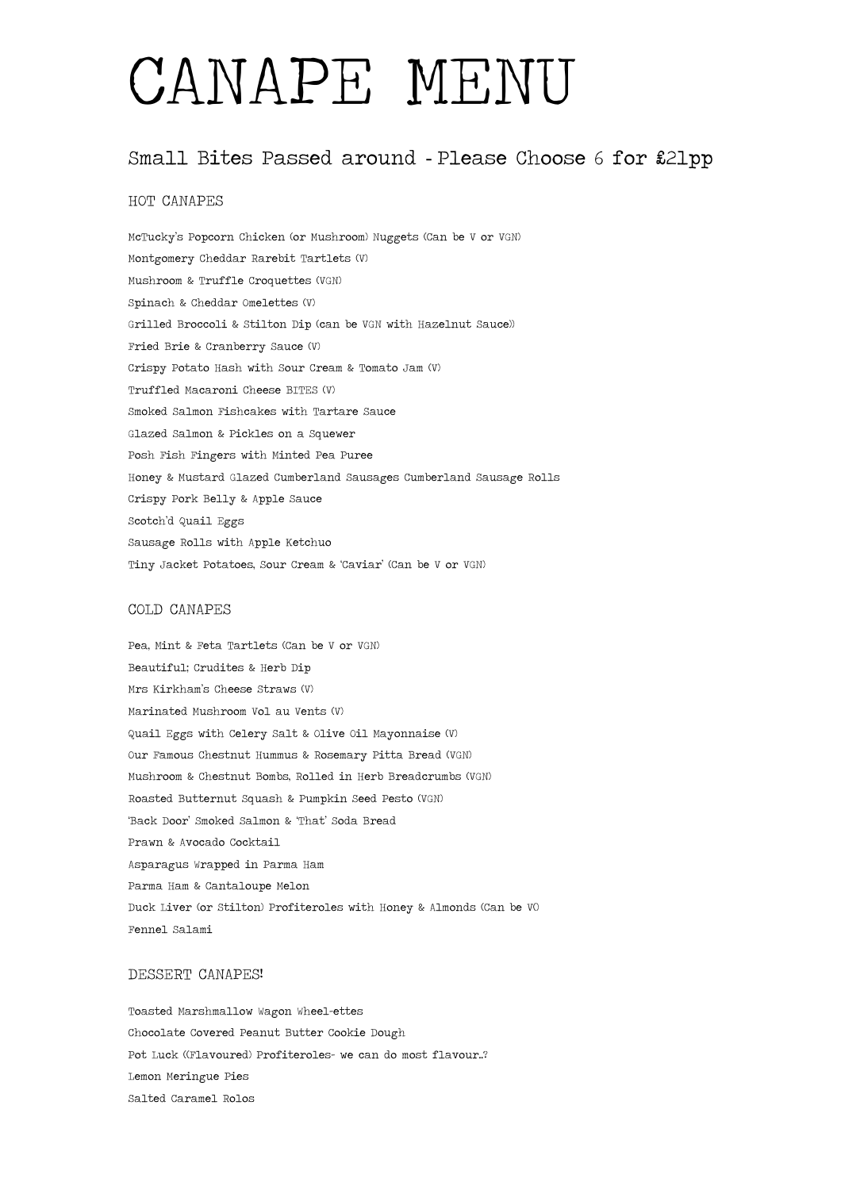# CANAPE MENU

## Small Bites Passed around - Please Choose 6 for £21pp

### HOT CANAPES

McTucky's Popcorn Chicken (or Mushroom) Nuggets (Can be V or VGN)

Montgomery Cheddar Rarebit Tartlets (V)

Mushroom & Truffle Croquettes (VGN)

Spinach & Cheddar Omelettes (V)

Grilled Broccoli & Stilton Dip (can be VGN with Hazelnut Sauce))

Fried Brie & Cranberry Sauce (V)

Crispy Potato Hash with Sour Cream & Tomato Jam (V)

Truffled Macaroni Cheese BITES (V)

Smoked Salmon Fishcakes with Tartare Sauce

Glazed Salmon & Pickles on a Squewer

Posh Fish Fingers with Minted Pea Puree

Honey & Mustard Glazed Cumberland Sausages Cumberland Sausage Rolls

Crispy Pork Belly & Apple Sauce

Scotch'd Quail Eggs

Sausage Rolls with Apple Ketchuo

Tiny Jacket Potatoes, Sour Cream & 'Caviar' (Can be V or VGN)

### COLD CANAPES

Pea, Mint & Feta Tartlets (Can be V or VGN)

Beautiful; Crudites & Herb Dip

Mrs Kirkham's Cheese Straws (V)

Marinated Mushroom Vol au Vents (V)

Quail Eggs with Celery Salt & Olive Oil Mayonnaise (V)

Our Famous Chestnut Hummus & Rosemary Pitta Bread (VGN)

Mushroom & Chestnut Bombs, Rolled in Herb Breadcrumbs (VGN)

Roasted Butternut Squash & Pumpkin Seed Pesto (VGN)

'Back Door' Smoked Salmon & 'That' Soda Bread

Prawn & Avocado Cocktail

Asparagus Wrapped in Parma Ham

Parma Ham & Cantaloupe Melon

Duck Liver (or Stilton) Profiteroles with Honey & Almonds (Can be V()

Fennel Salami

### DESSERT CANAPES!

Toasted Marshmallow Wagon Wheel-ettes

Chocolate Covered Peanut Butter Cookie Dough

Pot Luck ((Flavoured) Profiteroles- we can do most flavour..?

Lemon Meringue Pies

Salted Caramel Rolos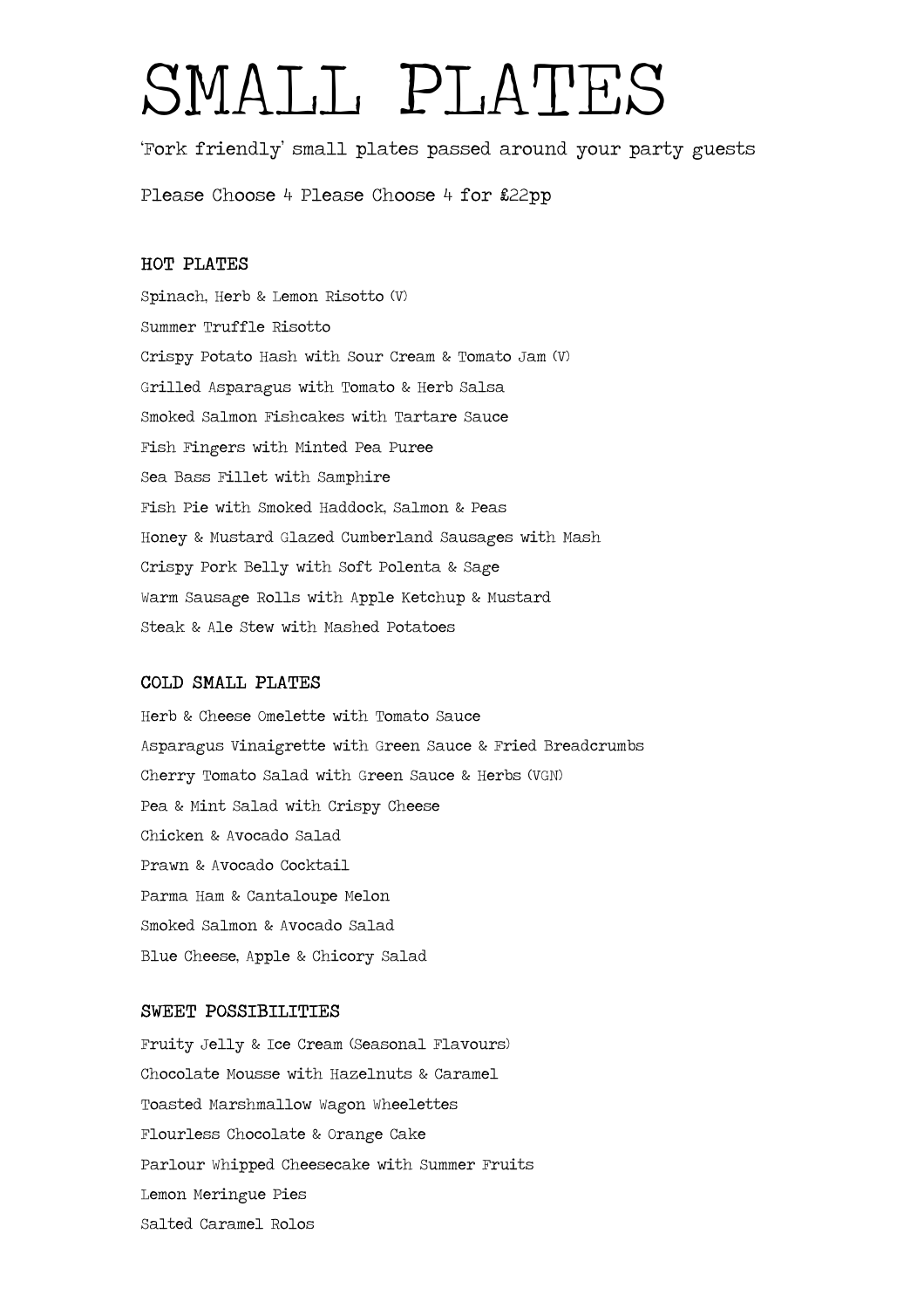# SMALL PLATES

'Fork friendly' small plates passed around your party guests

Please Choose 4 Please Choose 4 for £22pp

### HOT PLATES

Spinach, Herb & Lemon Risotto (V)

Summer Truffle Risotto

Crispy Potato Hash with Sour Cream & Tomato Jam (V)

Grilled Asparagus with Tomato & Herb Salsa

Smoked Salmon Fishcakes with Tartare Sauce

Fish Fingers with Minted Pea Puree

Sea Bass Fillet with Samphire

Fish Pie with Smoked Haddock, Salmon & Peas

Honey & Mustard Glazed Cumberland Sausages with Mash

Crispy Pork Belly with Soft Polenta & Sage

Warm Sausage Rolls with Apple Ketchup & Mustard

Steak & Ale Stew with Mashed Potatoes

### COLD SMALL PLATES

Herb & Cheese Omelette with Tomato Sauce

Asparagus Vinaigrette with Green Sauce & Fried Breadcrumbs

Cherry Tomato Salad with Green Sauce & Herbs (VGN)

Pea & Mint Salad with Crispy Cheese

Chicken & Avocado Salad

Prawn & Avocado Cocktail

Parma Ham & Cantaloupe Melon

Smoked Salmon & Avocado Salad

Blue Cheese, Apple & Chicory Salad

### SWEET POSSIBILITIES

Fruity Jelly & Ice Cream (Seasonal Flavours)

Chocolate Mousse with Hazelnuts & Caramel

Toasted Marshmallow Wagon Wheelettes

Flourless Chocolate & Orange Cake

Parlour Whipped Cheesecake with Summer Fruits

Lemon Meringue Pies

Salted Caramel Rolos